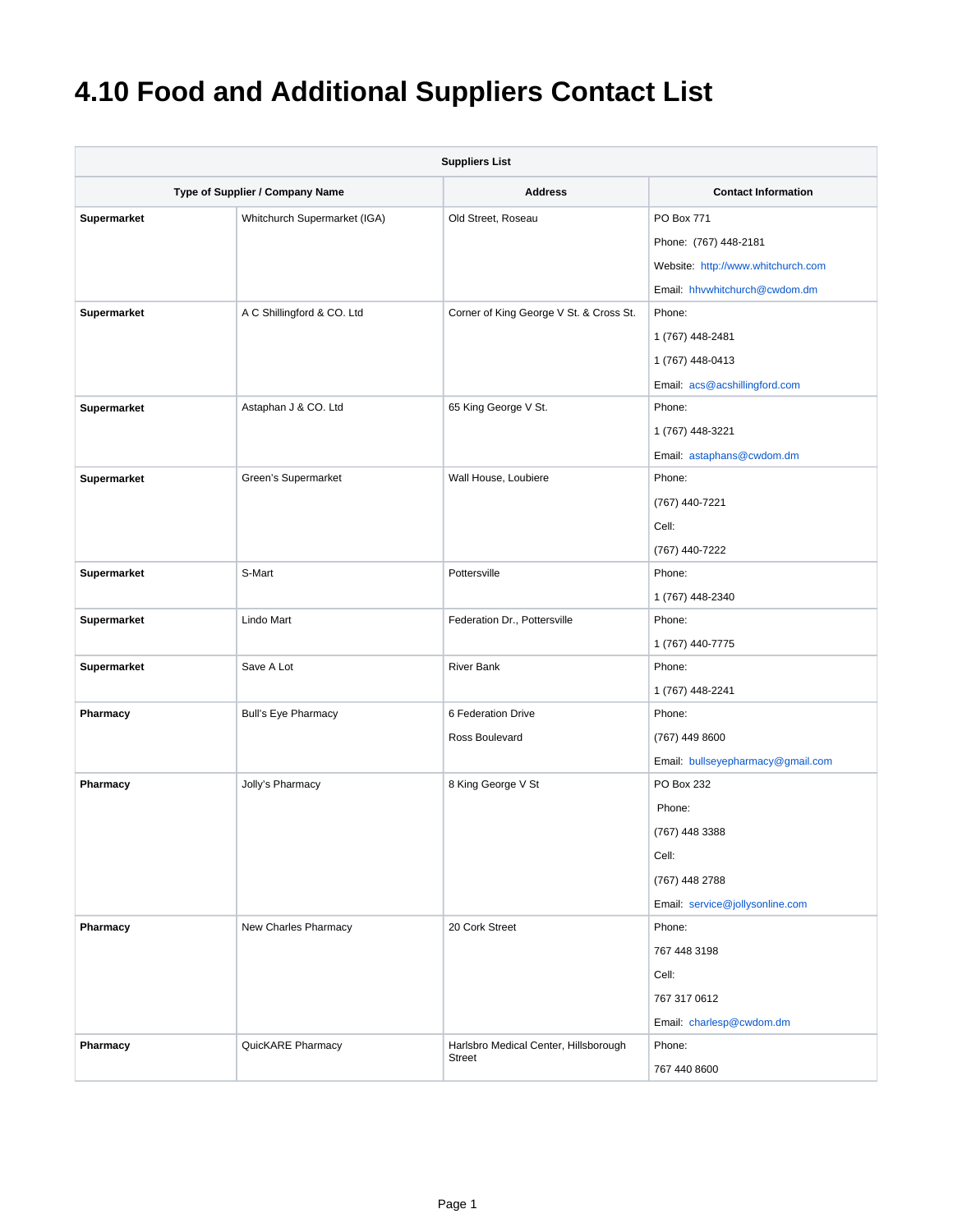# 4.10 Food and Additional Suppliers Contact List

| Suppliers List | | | |
|---|---|---|---|
| **Type of Supplier / Company Name** | | **Address** | **Contact Information** |
| **Supermarket** | Whitchurch Supermarket (IGA) | Old Street, Roseau | PO Box 771<br>Phone: (767) 448-2181<br>Website: http://www.whitchurch.com<br>Email: hhvwhitchurch@cwdom.dm |
| **Supermarket** | A C Shillingford & CO. Ltd | Corner of King George V St. & Cross St. | Phone:<br>1 (767) 448-2481<br>1 (767) 448-0413<br>Email: acs@acshillingford.com |
| **Supermarket** | Astaphan J & CO. Ltd | 65 King George V St. | Phone:<br>1 (767) 448-3221<br>Email: astaphans@cwdom.dm |
| **Supermarket** | Green's Supermarket | Wall House, Loubiere | Phone:<br>(767) 440-7221<br>Cell:<br>(767) 440-7222 |
| **Supermarket** | S-Mart | Pottersville | Phone:<br>1 (767) 448-2340 |
| **Supermarket** | Lindo Mart | Federation Dr., Pottersville | Phone:<br>1 (767) 440-7775 |
| **Supermarket** | Save A Lot | River Bank | Phone:<br>1 (767) 448-2241 |
| **Pharmacy** | Bull's Eye Pharmacy | 6 Federation Drive<br>Ross Boulevard | Phone:<br>(767) 449 8600<br>Email: bullseyepharmacy@gmail.com |
| **Pharmacy** | Jolly's Pharmacy | 8 King George V St | PO Box 232<br>Phone:<br>(767) 448 3388<br>Cell:<br>(767) 448 2788<br>Email: service@jollysonline.com |
| **Pharmacy** | New Charles Pharmacy | 20 Cork Street | Phone:<br>767 448 3198<br>Cell:<br>767 317 0612<br>Email: charlesp@cwdom.dm |
| **Pharmacy** | QuicKARE Pharmacy | Harlsbro Medical Center, Hillsborough Street | Phone:<br>767 440 8600 |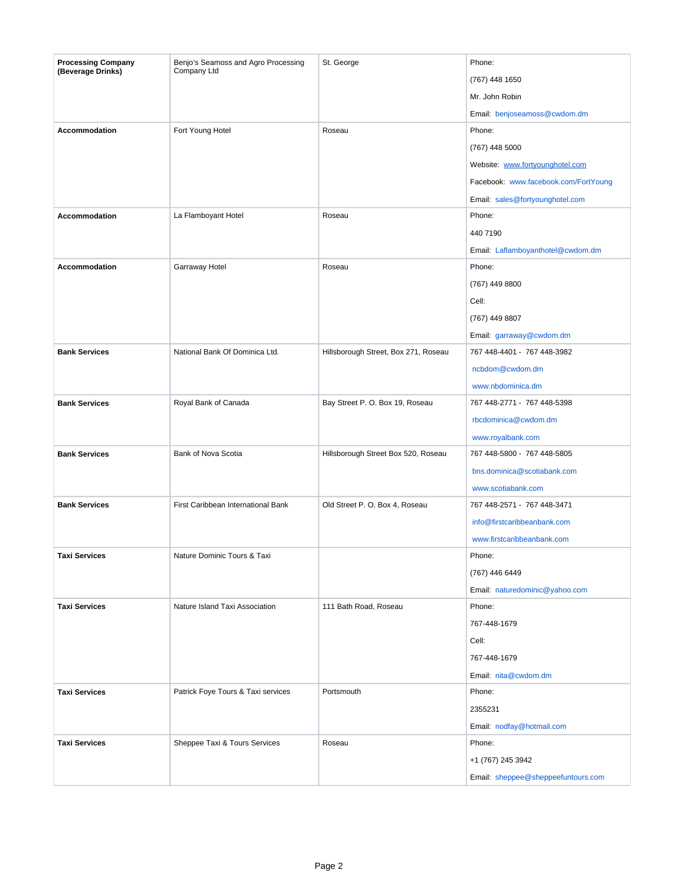| | | | |
|---|---|---|---|
| **Processing Company (Beverage Drinks)** | Benjo's Seamoss and Agro Processing Company Ltd | St. George | Phone:<br>(767) 448 1650<br>Mr. John Robin<br>Email: benjoseamoss@cwdom.dm |
| **Accommodation** | Fort Young Hotel | Roseau | Phone:<br>(767) 448 5000<br>Website: www.fortyounghotel.com<br>Facebook: www.facebook.com/FortYoung<br>Email: sales@fortyounghotel.com |
| **Accommodation** | La Flamboyant Hotel | Roseau | Phone:<br>440 7190<br>Email: Laflamboyanthotel@cwdom.dm |
| **Accommodation** | Garraway Hotel | Roseau | Phone:<br>(767) 449 8800<br>Cell:<br>(767) 449 8807<br>Email: garraway@cwdom.dm |
| **Bank Services** | National Bank Of Dominica Ltd. | Hillsborough Street, Box 271, Roseau | 767 448-4401 - 767 448-3982<br>ncbdom@cwdom.dm<br>www.nbdominica.dm |
| **Bank Services** | Royal Bank of Canada | Bay Street P. O. Box 19, Roseau | 767 448-2771 - 767 448-5398<br>rbcdominica@cwdom.dm<br>www.royalbank.com |
| **Bank Services** | Bank of Nova Scotia | Hillsborough Street Box 520, Roseau | 767 448-5800 - 767 448-5805<br>bns.dominica@scotiabank.com<br>www.scotiabank.com |
| **Bank Services** | First Caribbean International Bank | Old Street P. O. Box 4, Roseau | 767 448-2571 - 767 448-3471<br>info@firstcaribbeanbank.com<br>www.firstcaribbeanbank.com |
| **Taxi Services** | Nature Dominic Tours & Taxi | | Phone:<br>(767) 446 6449<br>Email: naturedominic@yahoo.com |
| **Taxi Services** | Nature Island Taxi Association | 111 Bath Road, Roseau | Phone:<br>767-448-1679<br>Cell:<br>767-448-1679<br>Email: nita@cwdom.dm |
| **Taxi Services** | Patrick Foye Tours & Taxi services | Portsmouth | Phone:<br>2355231<br>Email: nodfay@hotmail.com |
| **Taxi Services** | Sheppee Taxi & Tours Services | Roseau | Phone:<br>+1 (767) 245 3942<br>Email: sheppee@sheppeefuntours.com |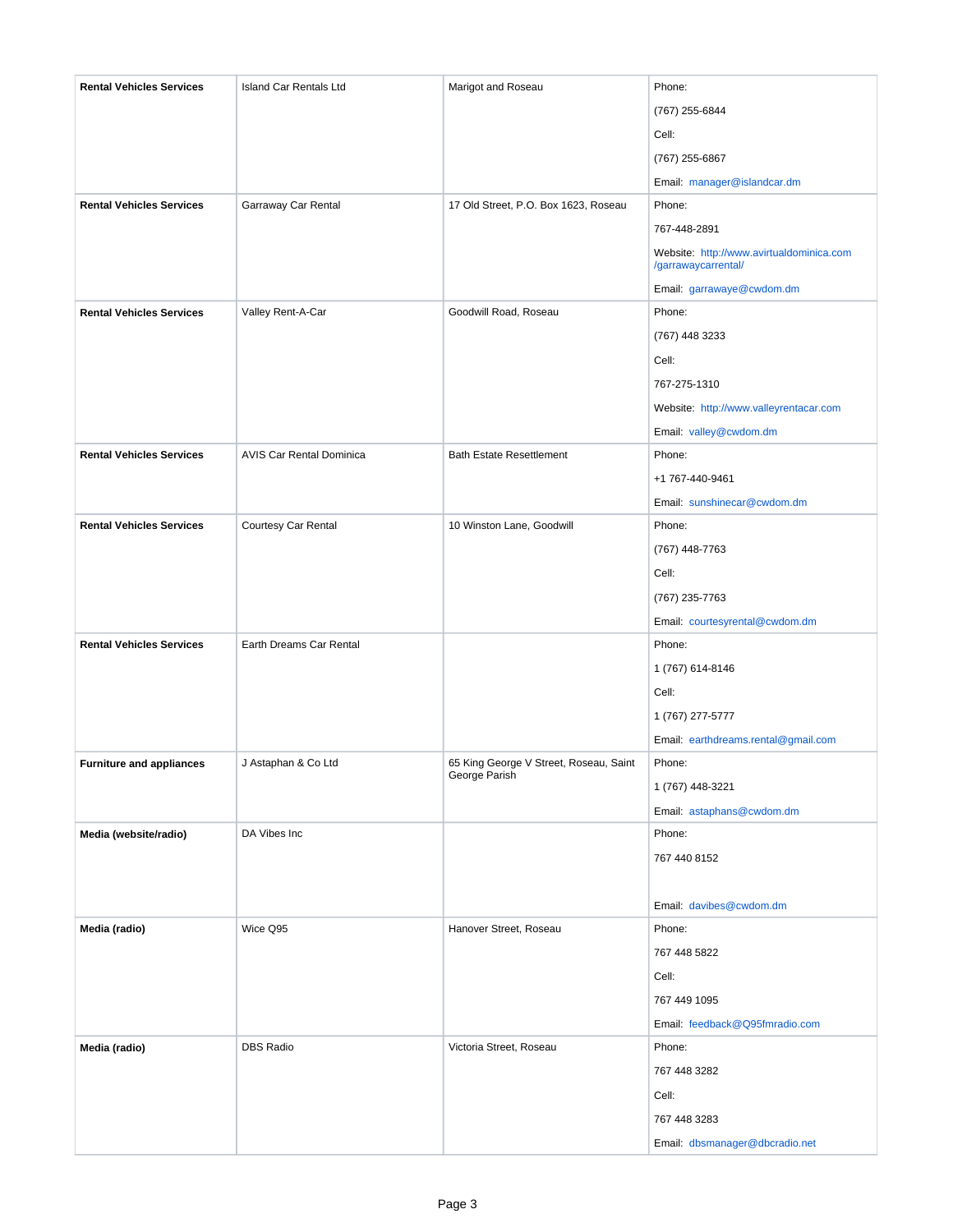| | | | |
|---|---|---|---|
| **Rental Vehicles Services** | Island Car Rentals Ltd | Marigot and Roseau | Phone:<br>(767) 255-6844<br>Cell:<br>(767) 255-6867<br>Email: manager@islandcar.dm |
| **Rental Vehicles Services** | Garraway Car Rental | 17 Old Street, P.O. Box 1623, Roseau | Phone:<br>767-448-2891<br>Website: http://www.avirtualdominica.com/garrawaycarrental/<br>Email: garrawaye@cwdom.dm |
| **Rental Vehicles Services** | Valley Rent-A-Car | Goodwill Road, Roseau | Phone:<br>(767) 448 3233<br>Cell:<br>767-275-1310<br>Website: http://www.valleyrentacar.com<br>Email: valley@cwdom.dm |
| **Rental Vehicles Services** | AVIS Car Rental Dominica | Bath Estate Resettlement | Phone:<br>+1 767-440-9461<br>Email: sunshinecar@cwdom.dm |
| **Rental Vehicles Services** | Courtesy Car Rental | 10 Winston Lane, Goodwill | Phone:<br>(767) 448-7763<br>Cell:<br>(767) 235-7763<br>Email: courtesyrental@cwdom.dm |
| **Rental Vehicles Services** | Earth Dreams Car Rental | | Phone:<br>1 (767) 614-8146<br>Cell:<br>1 (767) 277-5777<br>Email: earthdreams.rental@gmail.com |
| **Furniture and appliances** | J Astaphan & Co Ltd | 65 King George V Street, Roseau, Saint George Parish | Phone:<br>1 (767) 448-3221<br>Email: astaphans@cwdom.dm |
| **Media (website/radio)** | DA Vibes Inc | | Phone:<br>767 440 8152<br>Email: davibes@cwdom.dm |
| **Media (radio)** | Wice Q95 | Hanover Street, Roseau | Phone:<br>767 448 5822<br>Cell:<br>767 449 1095<br>Email: feedback@Q95fmradio.com |
| **Media (radio)** | DBS Radio | Victoria Street, Roseau | Phone:<br>767 448 3282<br>Cell:<br>767 448 3283<br>Email: dbsmanager@dbcradio.net |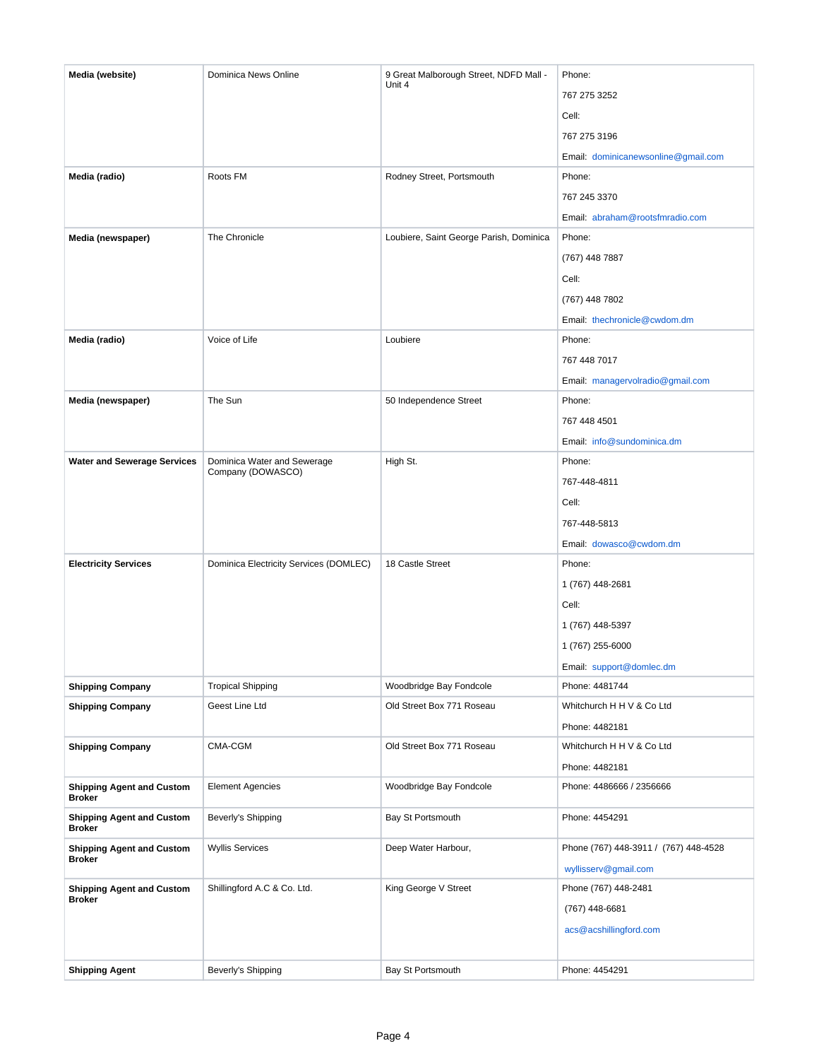| | | | |
|---|---|---|---|
| **Media (website)** | Dominica News Online | 9 Great Malborough Street, NDFD Mall - Unit 4 | Phone:<br>767 275 3252<br>Cell:<br>767 275 3196<br>Email: dominicanewsonline@gmail.com |
| **Media (radio)** | Roots FM | Rodney Street, Portsmouth | Phone:<br>767 245 3370<br>Email: abraham@rootsfmradio.com |
| **Media (newspaper)** | The Chronicle | Loubiere, Saint George Parish, Dominica | Phone:<br>(767) 448 7887<br>Cell:<br>(767) 448 7802<br>Email: thechronicle@cwdom.dm |
| **Media (radio)** | Voice of Life | Loubiere | Phone:<br>767 448 7017<br>Email: managervolradio@gmail.com |
| **Media (newspaper)** | The Sun | 50 Independence Street | Phone:<br>767 448 4501<br>Email: info@sundominica.dm |
| **Water and Sewerage Services** | Dominica Water and Sewerage Company (DOWASCO) | High St. | Phone:<br>767-448-4811<br>Cell:<br>767-448-5813<br>Email: dowasco@cwdom.dm |
| **Electricity Services** | Dominica Electricity Services (DOMLEC) | 18 Castle Street | Phone:<br>1 (767) 448-2681<br>Cell:<br>1 (767) 448-5397<br>1 (767) 255-6000<br>Email: support@domlec.dm |
| **Shipping Company** | Tropical Shipping | Woodbridge Bay Fondcole | Phone: 4481744 |
| **Shipping Company** | Geest Line Ltd | Old Street Box 771 Roseau | Whitchurch H H V & Co Ltd<br>Phone: 4482181 |
| **Shipping Company** | CMA-CGM | Old Street Box 771 Roseau | Whitchurch H H V & Co Ltd<br>Phone: 4482181 |
| **Shipping Agent and Custom Broker** | Element Agencies | Woodbridge Bay Fondcole | Phone: 4486666 / 2356666 |
| **Shipping Agent and Custom Broker** | Beverly's Shipping | Bay St Portsmouth | Phone: 4454291 |
| **Shipping Agent and Custom Broker** | Wyllis Services | Deep Water Harbour, | Phone (767) 448-3911 / (767) 448-4528<br>wyllisserv@gmail.com |
| **Shipping Agent and Custom Broker** | Shillingford A.C & Co. Ltd. | King George V Street | Phone (767) 448-2481<br>(767) 448-6681<br>acs@acshillingford.com |
| **Shipping Agent** | Beverly's Shipping | Bay St Portsmouth | Phone: 4454291 |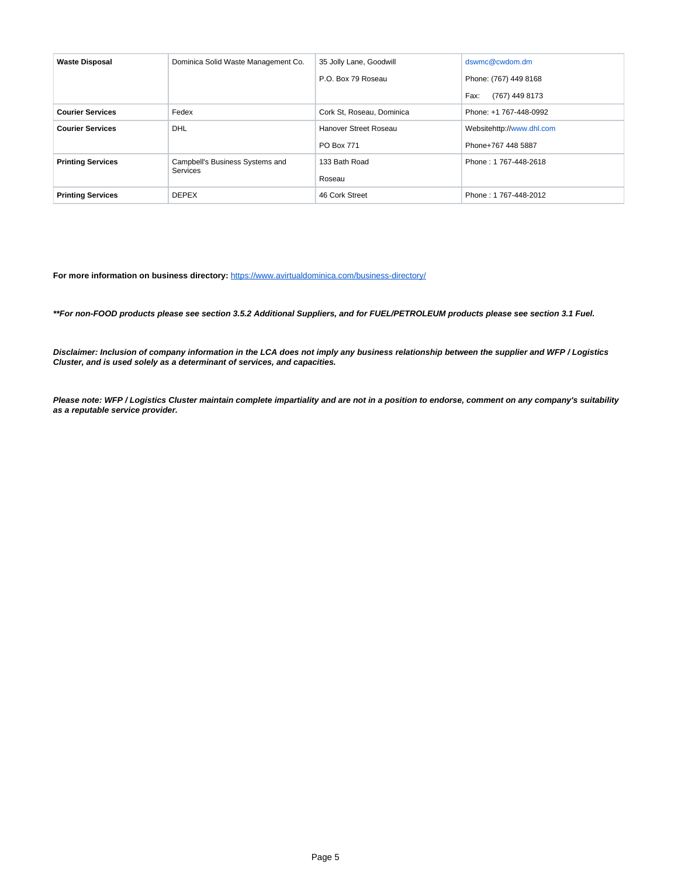| | | | |
|---|---|---|---|
| **Waste Disposal** | Dominica Solid Waste Management Co. | 35 Jolly Lane, Goodwill<br>P.O. Box 79 Roseau | dswmc@cwdom.dm<br>Phone: (767) 449 8168<br>Fax: (767) 449 8173 |
| **Courier Services** | Fedex | Cork St, Roseau, Dominica | Phone: +1 767-448-0992 |
| **Courier Services** | DHL | Hanover Street Roseau<br>PO Box 771 | Websitehttp://www.dhl.com<br>Phone+767 448 5887 |
| **Printing Services** | Campbell's Business Systems and Services | 133 Bath Road<br>Roseau | Phone : 1 767-448-2618 |
| **Printing Services** | DEPEX | 46 Cork Street | Phone : 1 767-448-2012 |

**For more information on business directory:** https://www.avirtualdominica.com/business-directory/

***\*\*For non-FOOD products please see section 3.5.2 Additional Suppliers, and for FUEL/PETROLEUM products please see section 3.1 Fuel.***

***Disclaimer: Inclusion of company information in the LCA does not imply any business relationship between the supplier and WFP / Logistics Cluster, and is used solely as a determinant of services, and capacities.***

***Please note: WFP / Logistics Cluster maintain complete impartiality and are not in a position to endorse, comment on any company's suitability as a reputable service provider.***